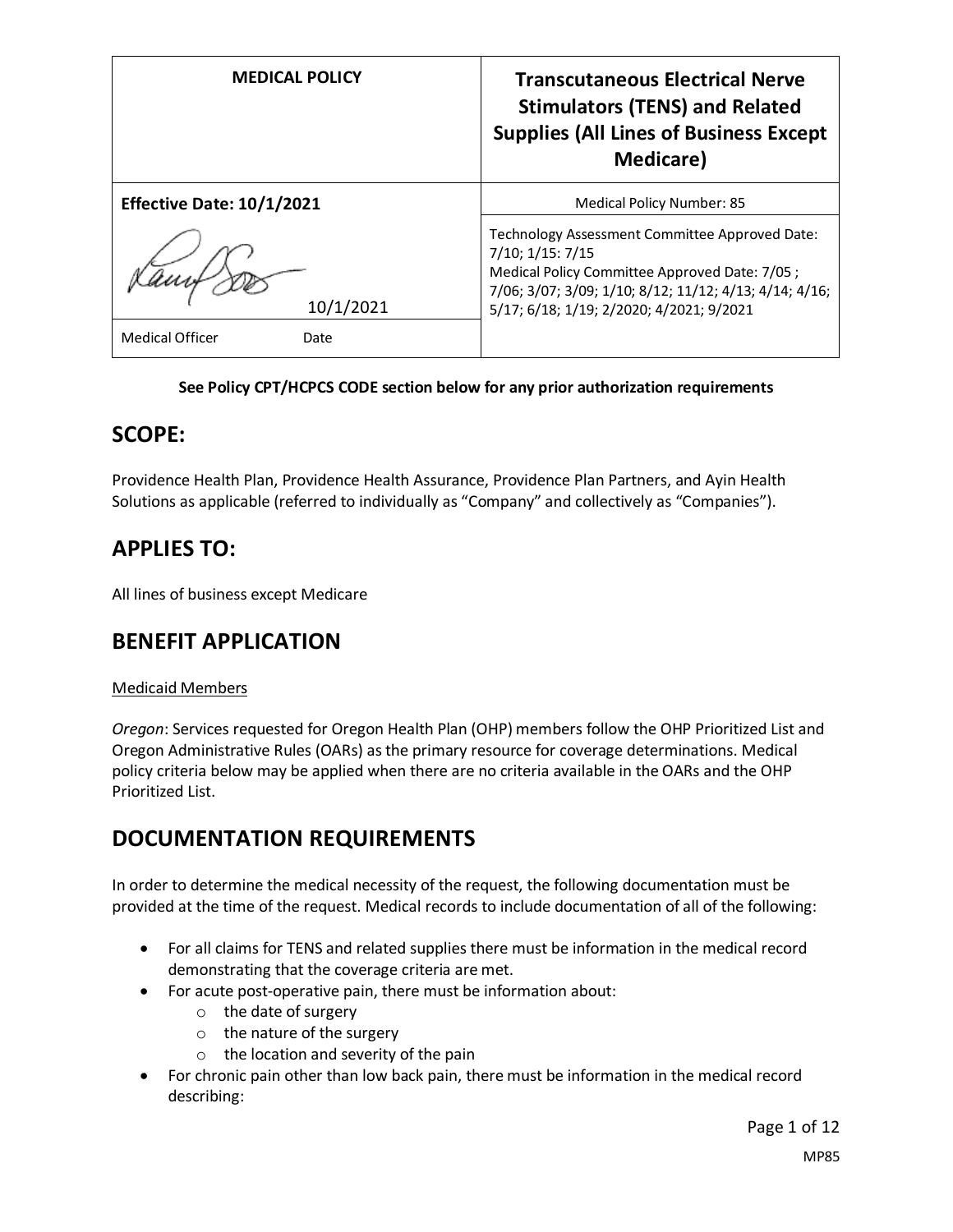| MEDICAL POLICY | Transcutaneous Electrical Nerve Stimulators (TENS) and Related Supplies (All Lines of Business Except Medicare) |
|---|---|
| **Effective Date: 10/1/2021** | Medical Policy Number: 85 |
| 10/1/2021 | Technology Assessment Committee Approved Date: 7/10; 1/15: 7/15<br>Medical Policy Committee Approved Date: 7/05 ; 7/06; 3/07; 3/09; 1/10; 8/12; 11/12; 4/13; 4/14; 4/16; 5/17; 6/18; 1/19; 2/2020; 4/2021; 9/2021 |
| Medical Officer Date | |

**See Policy CPT/HCPCS CODE section below for any prior authorization requirements**

## SCOPE:

Providence Health Plan, Providence Health Assurance, Providence Plan Partners, and Ayin Health Solutions as applicable (referred to individually as "Company" and collectively as "Companies").

## APPLIES TO:

All lines of business except Medicare

## BENEFIT APPLICATION

Medicaid Members

*Oregon*: Services requested for Oregon Health Plan (OHP) members follow the OHP Prioritized List and Oregon Administrative Rules (OARs) as the primary resource for coverage determinations. Medical policy criteria below may be applied when there are no criteria available in the OARs and the OHP Prioritized List.

## DOCUMENTATION REQUIREMENTS

In order to determine the medical necessity of the request, the following documentation must be provided at the time of the request. Medical records to include documentation of all of the following:

- For all claims for TENS and related supplies there must be information in the medical record demonstrating that the coverage criteria are met.
- For acute post-operative pain, there must be information about:
  - the date of surgery
  - the nature of the surgery
  - the location and severity of the pain
- For chronic pain other than low back pain, there must be information in the medical record describing: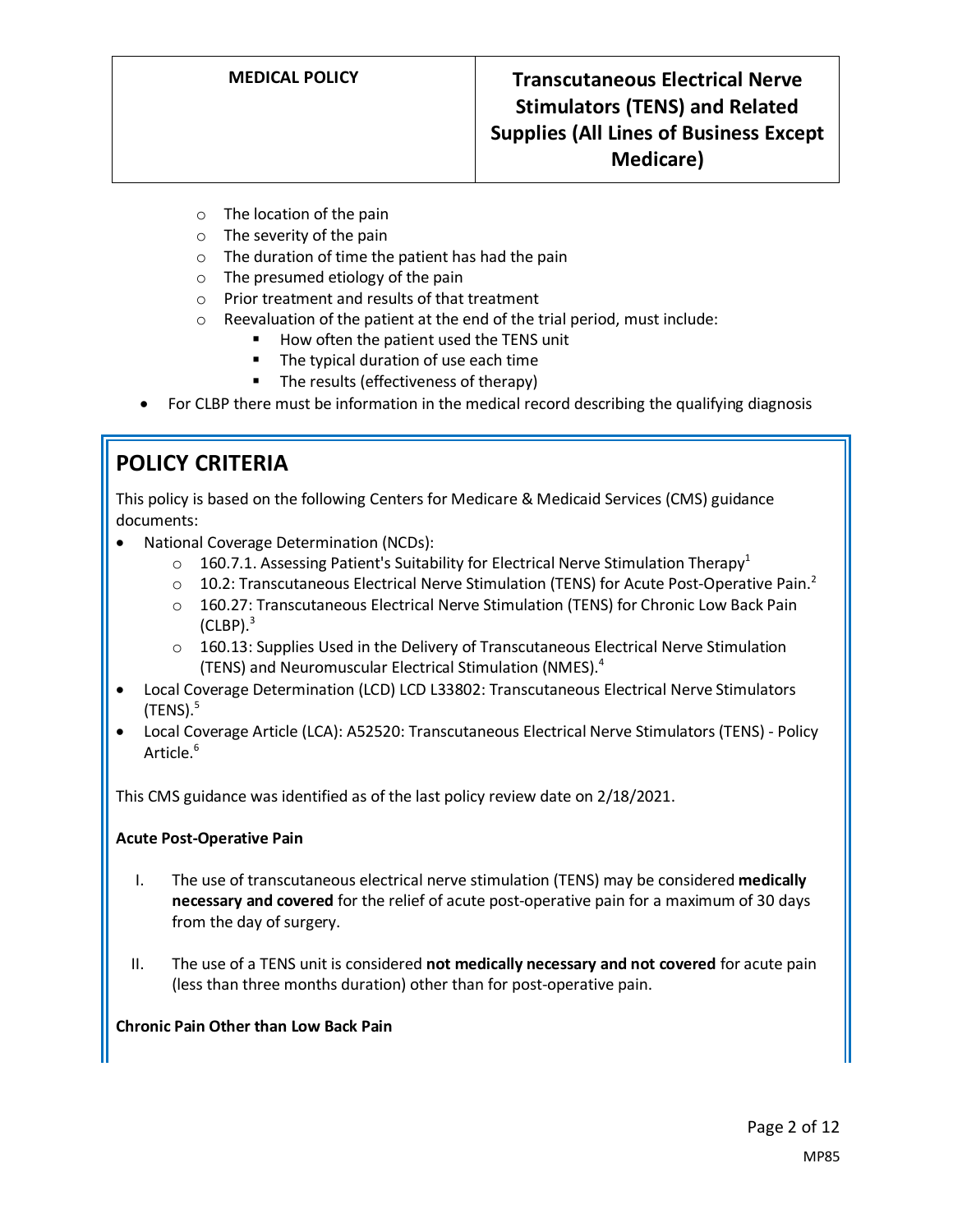- The location of the pain
    - The severity of the pain
    - The duration of time the patient has had the pain
    - The presumed etiology of the pain
    - Prior treatment and results of that treatment
    - Reevaluation of the patient at the end of the trial period, must include:
        - How often the patient used the TENS unit
        - The typical duration of use each time
        - The results (effectiveness of therapy)
- For CLBP there must be information in the medical record describing the qualifying diagnosis

## POLICY CRITERIA

This policy is based on the following Centers for Medicare & Medicaid Services (CMS) guidance documents:

- National Coverage Determination (NCDs):
    - 160.7.1. Assessing Patient's Suitability for Electrical Nerve Stimulation Therapy[1]
    - 10.2: Transcutaneous Electrical Nerve Stimulation (TENS) for Acute Post-Operative Pain.[2]
    - 160.27: Transcutaneous Electrical Nerve Stimulation (TENS) for Chronic Low Back Pain (CLBP).[3]
    - 160.13: Supplies Used in the Delivery of Transcutaneous Electrical Nerve Stimulation (TENS) and Neuromuscular Electrical Stimulation (NMES).[4]
- Local Coverage Determination (LCD) LCD L33802: Transcutaneous Electrical Nerve Stimulators (TENS).[5]
- Local Coverage Article (LCA): A52520: Transcutaneous Electrical Nerve Stimulators (TENS) - Policy Article.[6]

This CMS guidance was identified as of the last policy review date on 2/18/2021.

**Acute Post-Operative Pain**

I. The use of transcutaneous electrical nerve stimulation (TENS) may be considered **medically necessary and covered** for the relief of acute post-operative pain for a maximum of 30 days from the day of surgery.

II. The use of a TENS unit is considered **not medically necessary and not covered** for acute pain (less than three months duration) other than for post-operative pain.

**Chronic Pain Other than Low Back Pain**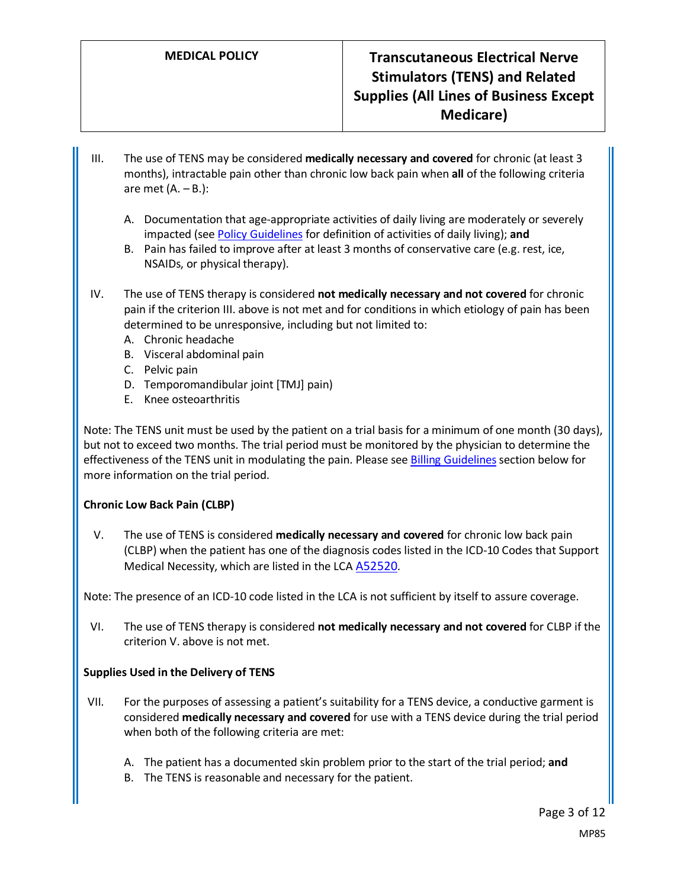III. The use of TENS may be considered **medically necessary and covered** for chronic (at least 3 months), intractable pain other than chronic low back pain when **all** of the following criteria are met (A. – B.):

   A. Documentation that age-appropriate activities of daily living are moderately or severely impacted (see Policy Guidelines for definition of activities of daily living); **and**
   B. Pain has failed to improve after at least 3 months of conservative care (e.g. rest, ice, NSAIDs, or physical therapy).

IV. The use of TENS therapy is considered **not medically necessary and not covered** for chronic pain if the criterion III. above is not met and for conditions in which etiology of pain has been determined to be unresponsive, including but not limited to:
   A. Chronic headache
   B. Visceral abdominal pain
   C. Pelvic pain
   D. Temporomandibular joint [TMJ] pain)
   E. Knee osteoarthritis

Note: The TENS unit must be used by the patient on a trial basis for a minimum of one month (30 days), but not to exceed two months. The trial period must be monitored by the physician to determine the effectiveness of the TENS unit in modulating the pain. Please see Billing Guidelines section below for more information on the trial period.

**Chronic Low Back Pain (CLBP)**

V. The use of TENS is considered **medically necessary and covered** for chronic low back pain (CLBP) when the patient has one of the diagnosis codes listed in the ICD-10 Codes that Support Medical Necessity, which are listed in the LCA A52520.

Note: The presence of an ICD-10 code listed in the LCA is not sufficient by itself to assure coverage.

VI. The use of TENS therapy is considered **not medically necessary and not covered** for CLBP if the criterion V. above is not met.

**Supplies Used in the Delivery of TENS**

VII. For the purposes of assessing a patient's suitability for a TENS device, a conductive garment is considered **medically necessary and covered** for use with a TENS device during the trial period when both of the following criteria are met:

   A. The patient has a documented skin problem prior to the start of the trial period; **and**
   B. The TENS is reasonable and necessary for the patient.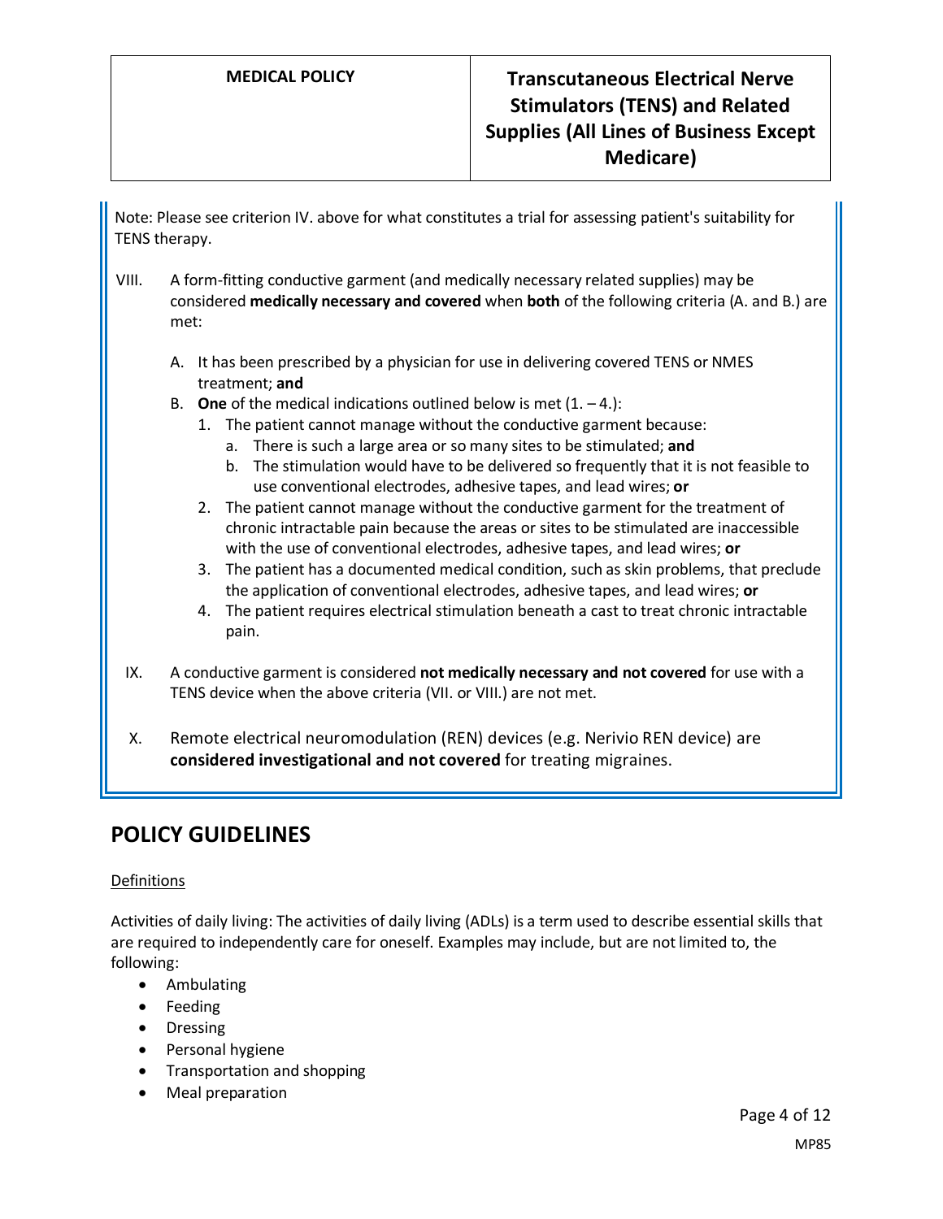Note: Please see criterion IV. above for what constitutes a trial for assessing patient's suitability for TENS therapy.

VIII. A form-fitting conductive garment (and medically necessary related supplies) may be considered **medically necessary and covered** when **both** of the following criteria (A. and B.) are met:

   A. It has been prescribed by a physician for use in delivering covered TENS or NMES treatment; **and**
   B. **One** of the medical indications outlined below is met (1. – 4.):
      1. The patient cannot manage without the conductive garment because:
         a. There is such a large area or so many sites to be stimulated; **and**
         b. The stimulation would have to be delivered so frequently that it is not feasible to use conventional electrodes, adhesive tapes, and lead wires; **or**
      2. The patient cannot manage without the conductive garment for the treatment of chronic intractable pain because the areas or sites to be stimulated are inaccessible with the use of conventional electrodes, adhesive tapes, and lead wires; **or**
      3. The patient has a documented medical condition, such as skin problems, that preclude the application of conventional electrodes, adhesive tapes, and lead wires; **or**
      4. The patient requires electrical stimulation beneath a cast to treat chronic intractable pain.

IX. A conductive garment is considered **not medically necessary and not covered** for use with a TENS device when the above criteria (VII. or VIII.) are not met.

X. Remote electrical neuromodulation (REN) devices (e.g. Nerivio REN device) are **considered investigational and not covered** for treating migraines.

## POLICY GUIDELINES

Definitions

Activities of daily living: The activities of daily living (ADLs) is a term used to describe essential skills that are required to independently care for oneself. Examples may include, but are not limited to, the following:

- Ambulating
- Feeding
- Dressing
- Personal hygiene
- Transportation and shopping
- Meal preparation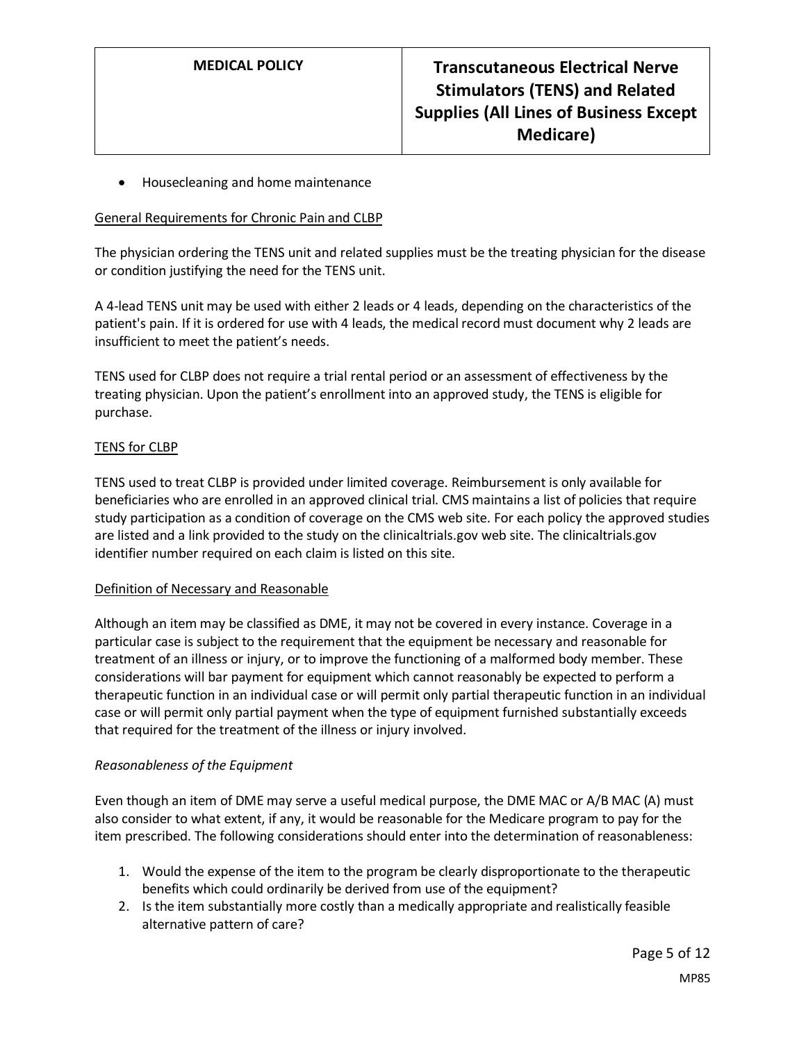- Housecleaning and home maintenance

<u>General Requirements for Chronic Pain and CLBP</u>

The physician ordering the TENS unit and related supplies must be the treating physician for the disease or condition justifying the need for the TENS unit.

A 4-lead TENS unit may be used with either 2 leads or 4 leads, depending on the characteristics of the patient's pain. If it is ordered for use with 4 leads, the medical record must document why 2 leads are insufficient to meet the patient's needs.

TENS used for CLBP does not require a trial rental period or an assessment of effectiveness by the treating physician. Upon the patient's enrollment into an approved study, the TENS is eligible for purchase.

<u>TENS for CLBP</u>

TENS used to treat CLBP is provided under limited coverage. Reimbursement is only available for beneficiaries who are enrolled in an approved clinical trial. CMS maintains a list of policies that require study participation as a condition of coverage on the CMS web site. For each policy the approved studies are listed and a link provided to the study on the clinicaltrials.gov web site. The clinicaltrials.gov identifier number required on each claim is listed on this site.

<u>Definition of Necessary and Reasonable</u>

Although an item may be classified as DME, it may not be covered in every instance. Coverage in a particular case is subject to the requirement that the equipment be necessary and reasonable for treatment of an illness or injury, or to improve the functioning of a malformed body member. These considerations will bar payment for equipment which cannot reasonably be expected to perform a therapeutic function in an individual case or will permit only partial therapeutic function in an individual case or will permit only partial payment when the type of equipment furnished substantially exceeds that required for the treatment of the illness or injury involved.

*Reasonableness of the Equipment*

Even though an item of DME may serve a useful medical purpose, the DME MAC or A/B MAC (A) must also consider to what extent, if any, it would be reasonable for the Medicare program to pay for the item prescribed. The following considerations should enter into the determination of reasonableness:

1. Would the expense of the item to the program be clearly disproportionate to the therapeutic benefits which could ordinarily be derived from use of the equipment?
2. Is the item substantially more costly than a medically appropriate and realistically feasible alternative pattern of care?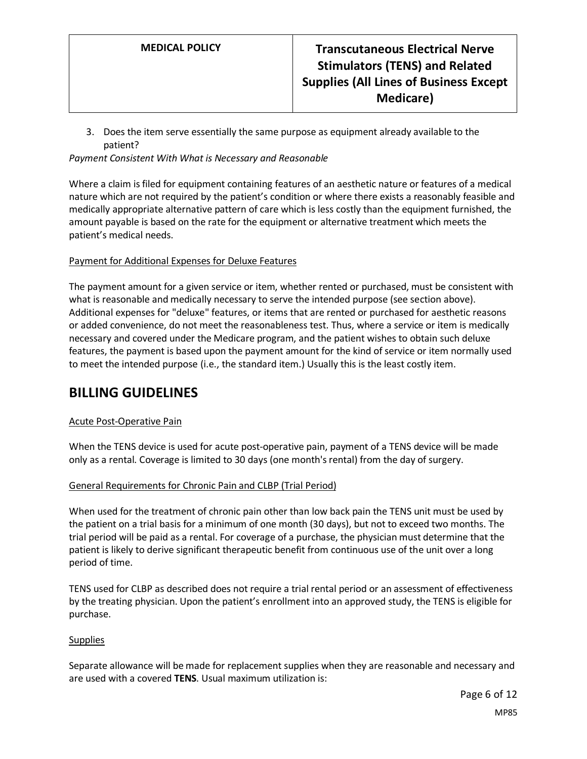3. Does the item serve essentially the same purpose as equipment already available to the patient?

*Payment Consistent With What is Necessary and Reasonable*

Where a claim is filed for equipment containing features of an aesthetic nature or features of a medical nature which are not required by the patient's condition or where there exists a reasonably feasible and medically appropriate alternative pattern of care which is less costly than the equipment furnished, the amount payable is based on the rate for the equipment or alternative treatment which meets the patient's medical needs.

Payment for Additional Expenses for Deluxe Features

The payment amount for a given service or item, whether rented or purchased, must be consistent with what is reasonable and medically necessary to serve the intended purpose (see section above). Additional expenses for "deluxe" features, or items that are rented or purchased for aesthetic reasons or added convenience, do not meet the reasonableness test. Thus, where a service or item is medically necessary and covered under the Medicare program, and the patient wishes to obtain such deluxe features, the payment is based upon the payment amount for the kind of service or item normally used to meet the intended purpose (i.e., the standard item.) Usually this is the least costly item.

# BILLING GUIDELINES

Acute Post-Operative Pain

When the TENS device is used for acute post-operative pain, payment of a TENS device will be made only as a rental. Coverage is limited to 30 days (one month's rental) from the day of surgery.

General Requirements for Chronic Pain and CLBP (Trial Period)

When used for the treatment of chronic pain other than low back pain the TENS unit must be used by the patient on a trial basis for a minimum of one month (30 days), but not to exceed two months. The trial period will be paid as a rental. For coverage of a purchase, the physician must determine that the patient is likely to derive significant therapeutic benefit from continuous use of the unit over a long period of time.

TENS used for CLBP as described does not require a trial rental period or an assessment of effectiveness by the treating physician. Upon the patient's enrollment into an approved study, the TENS is eligible for purchase.

Supplies

Separate allowance will be made for replacement supplies when they are reasonable and necessary and are used with a covered **TENS**. Usual maximum utilization is: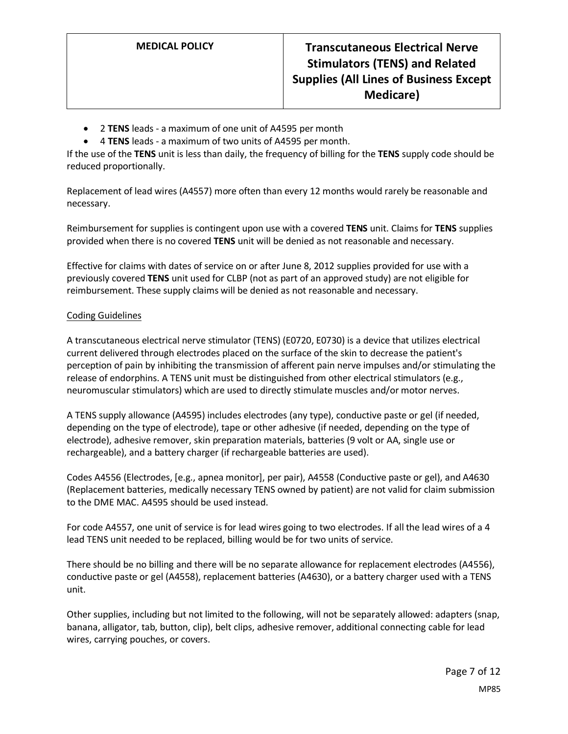- 2 **TENS** leads - a maximum of one unit of A4595 per month
- 4 **TENS** leads - a maximum of two units of A4595 per month.

If the use of the **TENS** unit is less than daily, the frequency of billing for the **TENS** supply code should be reduced proportionally.

Replacement of lead wires (A4557) more often than every 12 months would rarely be reasonable and necessary.

Reimbursement for supplies is contingent upon use with a covered **TENS** unit. Claims for **TENS** supplies provided when there is no covered **TENS** unit will be denied as not reasonable and necessary.

Effective for claims with dates of service on or after June 8, 2012 supplies provided for use with a previously covered **TENS** unit used for CLBP (not as part of an approved study) are not eligible for reimbursement. These supply claims will be denied as not reasonable and necessary.

Coding Guidelines

A transcutaneous electrical nerve stimulator (TENS) (E0720, E0730) is a device that utilizes electrical current delivered through electrodes placed on the surface of the skin to decrease the patient's perception of pain by inhibiting the transmission of afferent pain nerve impulses and/or stimulating the release of endorphins. A TENS unit must be distinguished from other electrical stimulators (e.g., neuromuscular stimulators) which are used to directly stimulate muscles and/or motor nerves.

A TENS supply allowance (A4595) includes electrodes (any type), conductive paste or gel (if needed, depending on the type of electrode), tape or other adhesive (if needed, depending on the type of electrode), adhesive remover, skin preparation materials, batteries (9 volt or AA, single use or rechargeable), and a battery charger (if rechargeable batteries are used).

Codes A4556 (Electrodes, [e.g., apnea monitor], per pair), A4558 (Conductive paste or gel), and A4630 (Replacement batteries, medically necessary TENS owned by patient) are not valid for claim submission to the DME MAC. A4595 should be used instead.

For code A4557, one unit of service is for lead wires going to two electrodes. If all the lead wires of a 4 lead TENS unit needed to be replaced, billing would be for two units of service.

There should be no billing and there will be no separate allowance for replacement electrodes (A4556), conductive paste or gel (A4558), replacement batteries (A4630), or a battery charger used with a TENS unit.

Other supplies, including but not limited to the following, will not be separately allowed: adapters (snap, banana, alligator, tab, button, clip), belt clips, adhesive remover, additional connecting cable for lead wires, carrying pouches, or covers.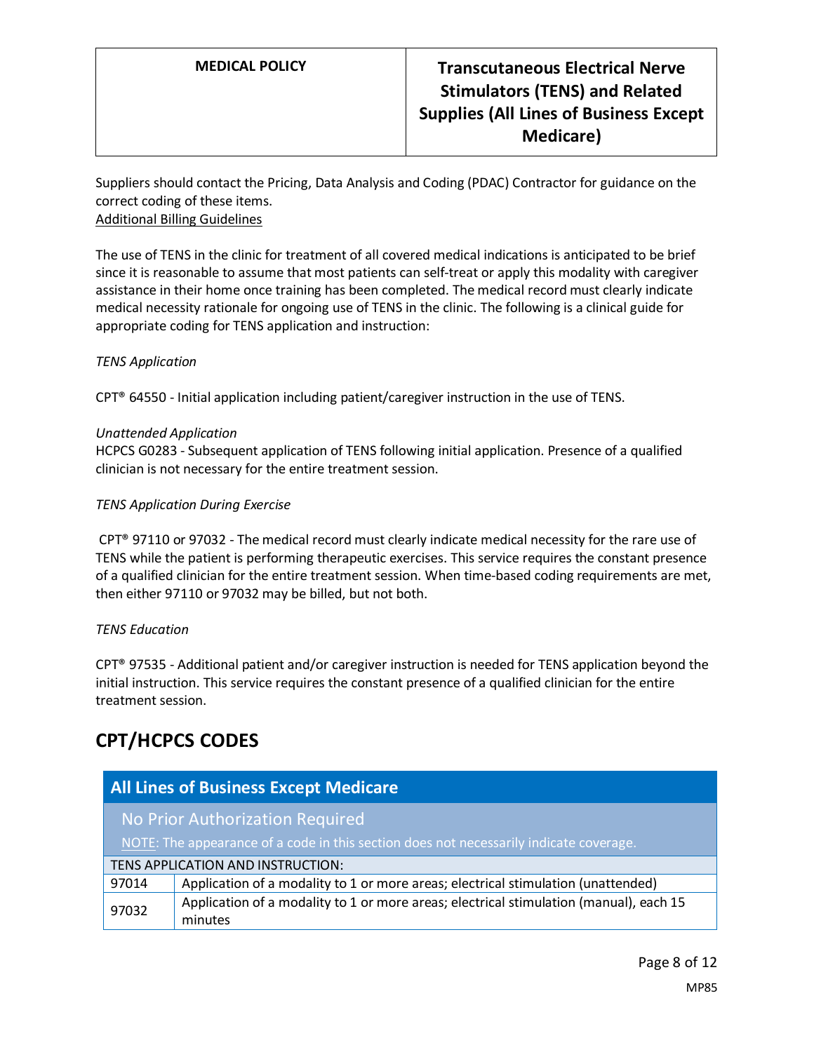Suppliers should contact the Pricing, Data Analysis and Coding (PDAC) Contractor for guidance on the correct coding of these items.

Additional Billing Guidelines

The use of TENS in the clinic for treatment of all covered medical indications is anticipated to be brief since it is reasonable to assume that most patients can self-treat or apply this modality with caregiver assistance in their home once training has been completed. The medical record must clearly indicate medical necessity rationale for ongoing use of TENS in the clinic. The following is a clinical guide for appropriate coding for TENS application and instruction:

*TENS Application*

CPT® 64550 - Initial application including patient/caregiver instruction in the use of TENS.

*Unattended Application*

HCPCS G0283 - Subsequent application of TENS following initial application. Presence of a qualified clinician is not necessary for the entire treatment session.

*TENS Application During Exercise*

CPT® 97110 or 97032 - The medical record must clearly indicate medical necessity for the rare use of TENS while the patient is performing therapeutic exercises. This service requires the constant presence of a qualified clinician for the entire treatment session. When time-based coding requirements are met, then either 97110 or 97032 may be billed, but not both.

*TENS Education*

CPT® 97535 - Additional patient and/or caregiver instruction is needed for TENS application beyond the initial instruction. This service requires the constant presence of a qualified clinician for the entire treatment session.

## CPT/HCPCS CODES

| All Lines of Business Except Medicare | |
|---|---|
| No Prior Authorization Required<br>NOTE: The appearance of a code in this section does not necessarily indicate coverage. | |
| TENS APPLICATION AND INSTRUCTION: | |
| 97014 | Application of a modality to 1 or more areas; electrical stimulation (unattended) |
| 97032 | Application of a modality to 1 or more areas; electrical stimulation (manual), each 15 minutes |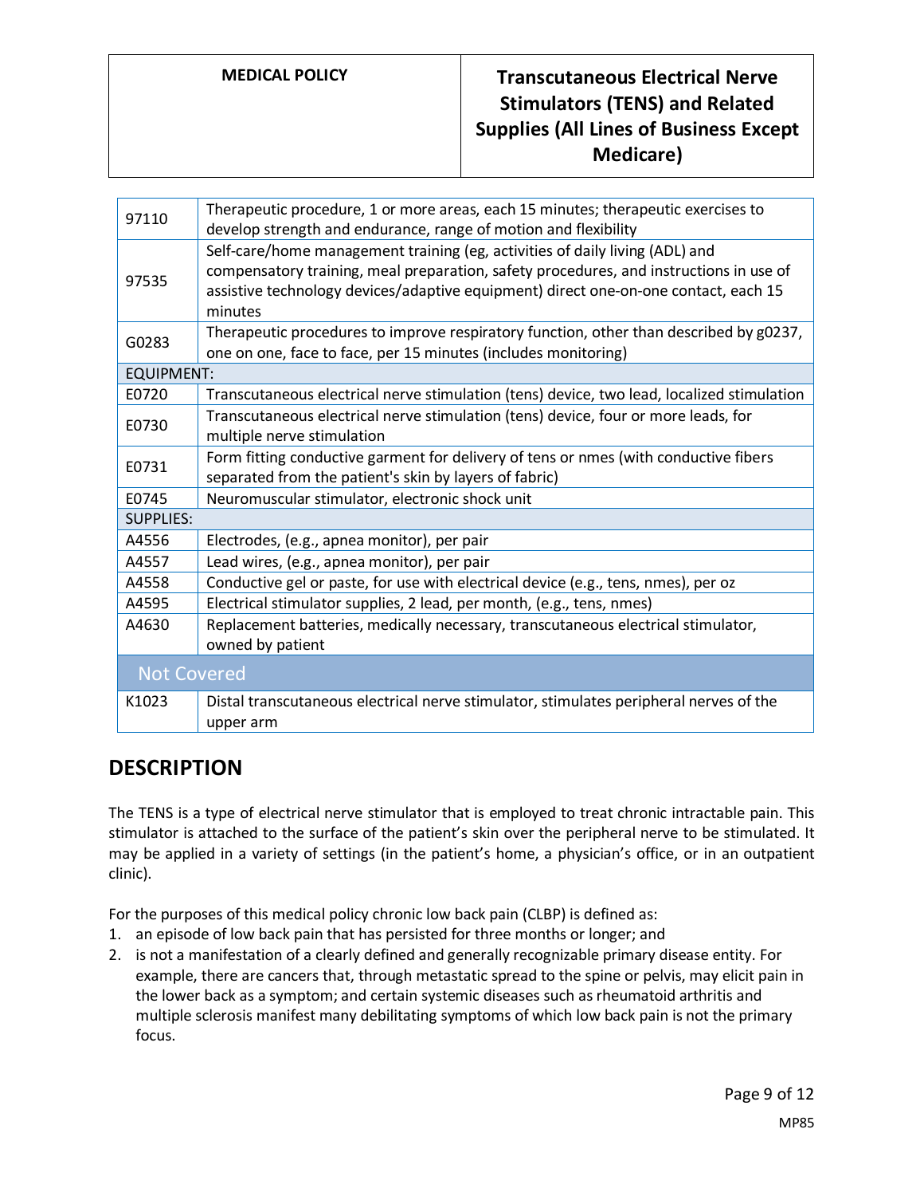| | |
|---|---|
| 97110 | Therapeutic procedure, 1 or more areas, each 15 minutes; therapeutic exercises to develop strength and endurance, range of motion and flexibility |
| 97535 | Self-care/home management training (eg, activities of daily living (ADL) and compensatory training, meal preparation, safety procedures, and instructions in use of assistive technology devices/adaptive equipment) direct one-on-one contact, each 15 minutes |
| G0283 | Therapeutic procedures to improve respiratory function, other than described by g0237, one on one, face to face, per 15 minutes (includes monitoring) |
| EQUIPMENT: | |
| E0720 | Transcutaneous electrical nerve stimulation (tens) device, two lead, localized stimulation |
| E0730 | Transcutaneous electrical nerve stimulation (tens) device, four or more leads, for multiple nerve stimulation |
| E0731 | Form fitting conductive garment for delivery of tens or nmes (with conductive fibers separated from the patient's skin by layers of fabric) |
| E0745 | Neuromuscular stimulator, electronic shock unit |
| SUPPLIES: | |
| A4556 | Electrodes, (e.g., apnea monitor), per pair |
| A4557 | Lead wires, (e.g., apnea monitor), per pair |
| A4558 | Conductive gel or paste, for use with electrical device (e.g., tens, nmes), per oz |
| A4595 | Electrical stimulator supplies, 2 lead, per month, (e.g., tens, nmes) |
| A4630 | Replacement batteries, medically necessary, transcutaneous electrical stimulator, owned by patient |
| **Not Covered** | |
| K1023 | Distal transcutaneous electrical nerve stimulator, stimulates peripheral nerves of the upper arm |

## DESCRIPTION

The TENS is a type of electrical nerve stimulator that is employed to treat chronic intractable pain. This stimulator is attached to the surface of the patient's skin over the peripheral nerve to be stimulated. It may be applied in a variety of settings (in the patient's home, a physician's office, or in an outpatient clinic).

For the purposes of this medical policy chronic low back pain (CLBP) is defined as:

1. an episode of low back pain that has persisted for three months or longer; and
2. is not a manifestation of a clearly defined and generally recognizable primary disease entity. For example, there are cancers that, through metastatic spread to the spine or pelvis, may elicit pain in the lower back as a symptom; and certain systemic diseases such as rheumatoid arthritis and multiple sclerosis manifest many debilitating symptoms of which low back pain is not the primary focus.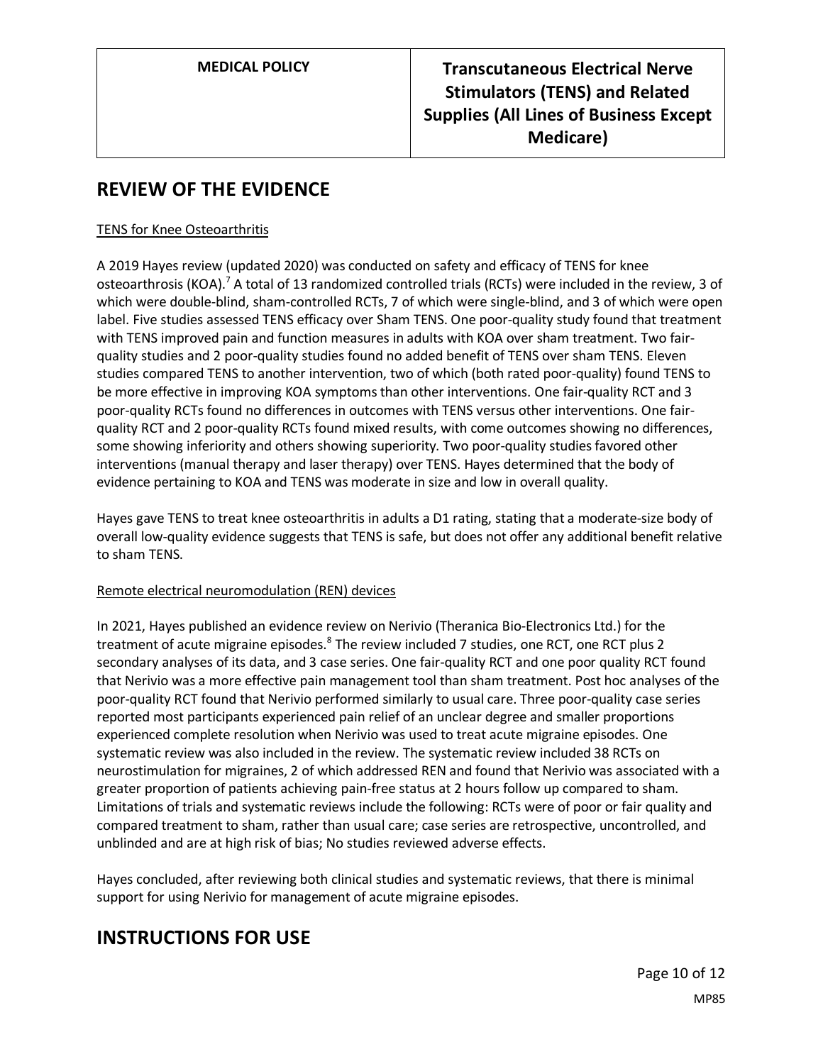## REVIEW OF THE EVIDENCE

TENS for Knee Osteoarthritis

A 2019 Hayes review (updated 2020) was conducted on safety and efficacy of TENS for knee osteoarthrosis (KOA).[7] A total of 13 randomized controlled trials (RCTs) were included in the review, 3 of which were double-blind, sham-controlled RCTs, 7 of which were single-blind, and 3 of which were open label. Five studies assessed TENS efficacy over Sham TENS. One poor-quality study found that treatment with TENS improved pain and function measures in adults with KOA over sham treatment. Two fair-quality studies and 2 poor-quality studies found no added benefit of TENS over sham TENS. Eleven studies compared TENS to another intervention, two of which (both rated poor-quality) found TENS to be more effective in improving KOA symptoms than other interventions. One fair-quality RCT and 3 poor-quality RCTs found no differences in outcomes with TENS versus other interventions. One fair-quality RCT and 2 poor-quality RCTs found mixed results, with come outcomes showing no differences, some showing inferiority and others showing superiority. Two poor-quality studies favored other interventions (manual therapy and laser therapy) over TENS. Hayes determined that the body of evidence pertaining to KOA and TENS was moderate in size and low in overall quality.

Hayes gave TENS to treat knee osteoarthritis in adults a D1 rating, stating that a moderate-size body of overall low-quality evidence suggests that TENS is safe, but does not offer any additional benefit relative to sham TENS.

Remote electrical neuromodulation (REN) devices

In 2021, Hayes published an evidence review on Nerivio (Theranica Bio-Electronics Ltd.) for the treatment of acute migraine episodes.[8] The review included 7 studies, one RCT, one RCT plus 2 secondary analyses of its data, and 3 case series. One fair-quality RCT and one poor quality RCT found that Nerivio was a more effective pain management tool than sham treatment. Post hoc analyses of the poor-quality RCT found that Nerivio performed similarly to usual care. Three poor-quality case series reported most participants experienced pain relief of an unclear degree and smaller proportions experienced complete resolution when Nerivio was used to treat acute migraine episodes. One systematic review was also included in the review. The systematic review included 38 RCTs on neurostimulation for migraines, 2 of which addressed REN and found that Nerivio was associated with a greater proportion of patients achieving pain-free status at 2 hours follow up compared to sham. Limitations of trials and systematic reviews include the following: RCTs were of poor or fair quality and compared treatment to sham, rather than usual care; case series are retrospective, uncontrolled, and unblinded and are at high risk of bias; No studies reviewed adverse effects.

Hayes concluded, after reviewing both clinical studies and systematic reviews, that there is minimal support for using Nerivio for management of acute migraine episodes.

## INSTRUCTIONS FOR USE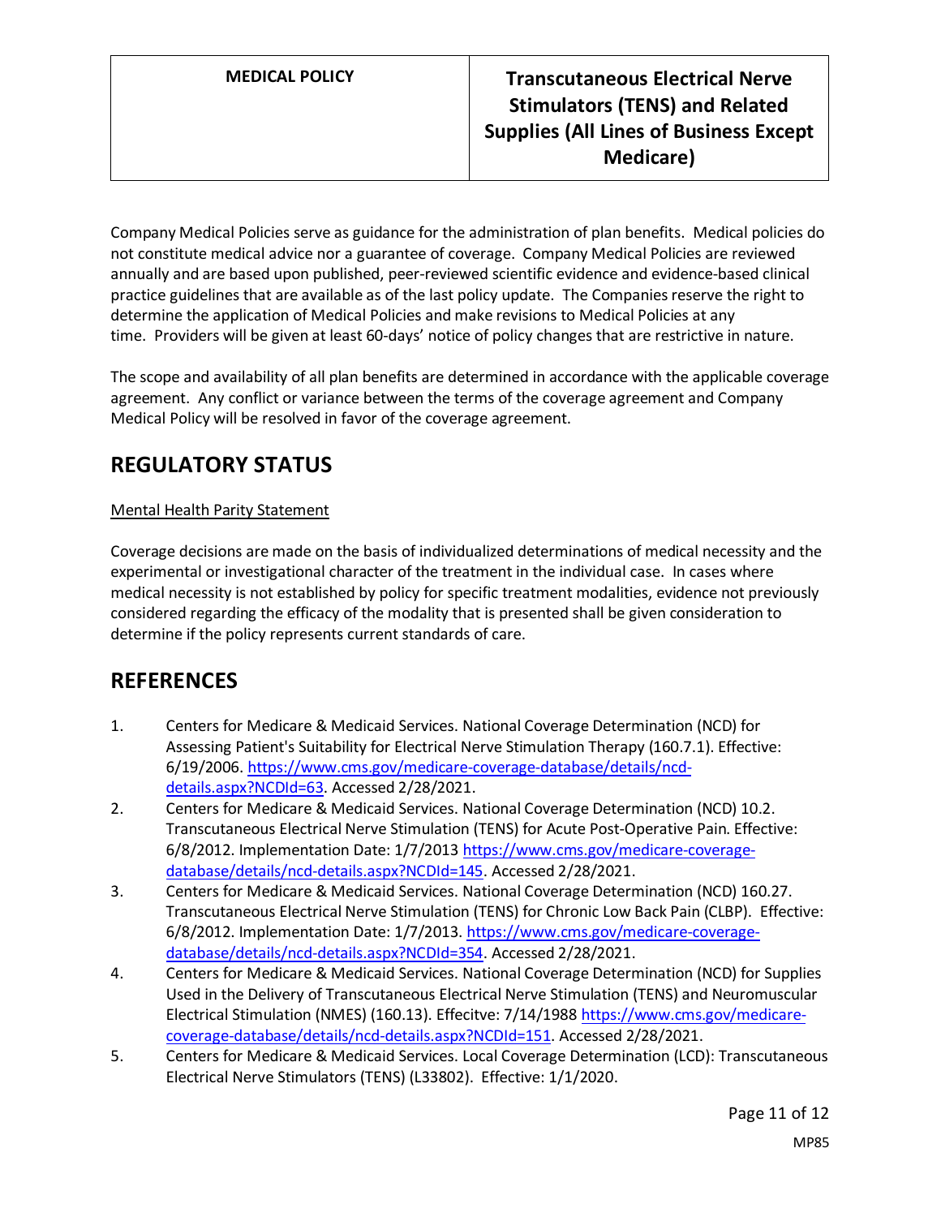Company Medical Policies serve as guidance for the administration of plan benefits. Medical policies do not constitute medical advice nor a guarantee of coverage. Company Medical Policies are reviewed annually and are based upon published, peer-reviewed scientific evidence and evidence-based clinical practice guidelines that are available as of the last policy update. The Companies reserve the right to determine the application of Medical Policies and make revisions to Medical Policies at any time. Providers will be given at least 60-days' notice of policy changes that are restrictive in nature.

The scope and availability of all plan benefits are determined in accordance with the applicable coverage agreement. Any conflict or variance between the terms of the coverage agreement and Company Medical Policy will be resolved in favor of the coverage agreement.

## REGULATORY STATUS

Mental Health Parity Statement

Coverage decisions are made on the basis of individualized determinations of medical necessity and the experimental or investigational character of the treatment in the individual case. In cases where medical necessity is not established by policy for specific treatment modalities, evidence not previously considered regarding the efficacy of the modality that is presented shall be given consideration to determine if the policy represents current standards of care.

## REFERENCES

1. Centers for Medicare & Medicaid Services. National Coverage Determination (NCD) for Assessing Patient's Suitability for Electrical Nerve Stimulation Therapy (160.7.1). Effective: 6/19/2006. https://www.cms.gov/medicare-coverage-database/details/ncd-details.aspx?NCDId=63. Accessed 2/28/2021.
2. Centers for Medicare & Medicaid Services. National Coverage Determination (NCD) 10.2. Transcutaneous Electrical Nerve Stimulation (TENS) for Acute Post-Operative Pain. Effective: 6/8/2012. Implementation Date: 1/7/2013 https://www.cms.gov/medicare-coverage-database/details/ncd-details.aspx?NCDId=145. Accessed 2/28/2021.
3. Centers for Medicare & Medicaid Services. National Coverage Determination (NCD) 160.27. Transcutaneous Electrical Nerve Stimulation (TENS) for Chronic Low Back Pain (CLBP). Effective: 6/8/2012. Implementation Date: 1/7/2013. https://www.cms.gov/medicare-coverage-database/details/ncd-details.aspx?NCDId=354. Accessed 2/28/2021.
4. Centers for Medicare & Medicaid Services. National Coverage Determination (NCD) for Supplies Used in the Delivery of Transcutaneous Electrical Nerve Stimulation (TENS) and Neuromuscular Electrical Stimulation (NMES) (160.13). Effecitve: 7/14/1988 https://www.cms.gov/medicare-coverage-database/details/ncd-details.aspx?NCDId=151. Accessed 2/28/2021.
5. Centers for Medicare & Medicaid Services. Local Coverage Determination (LCD): Transcutaneous Electrical Nerve Stimulators (TENS) (L33802). Effective: 1/1/2020.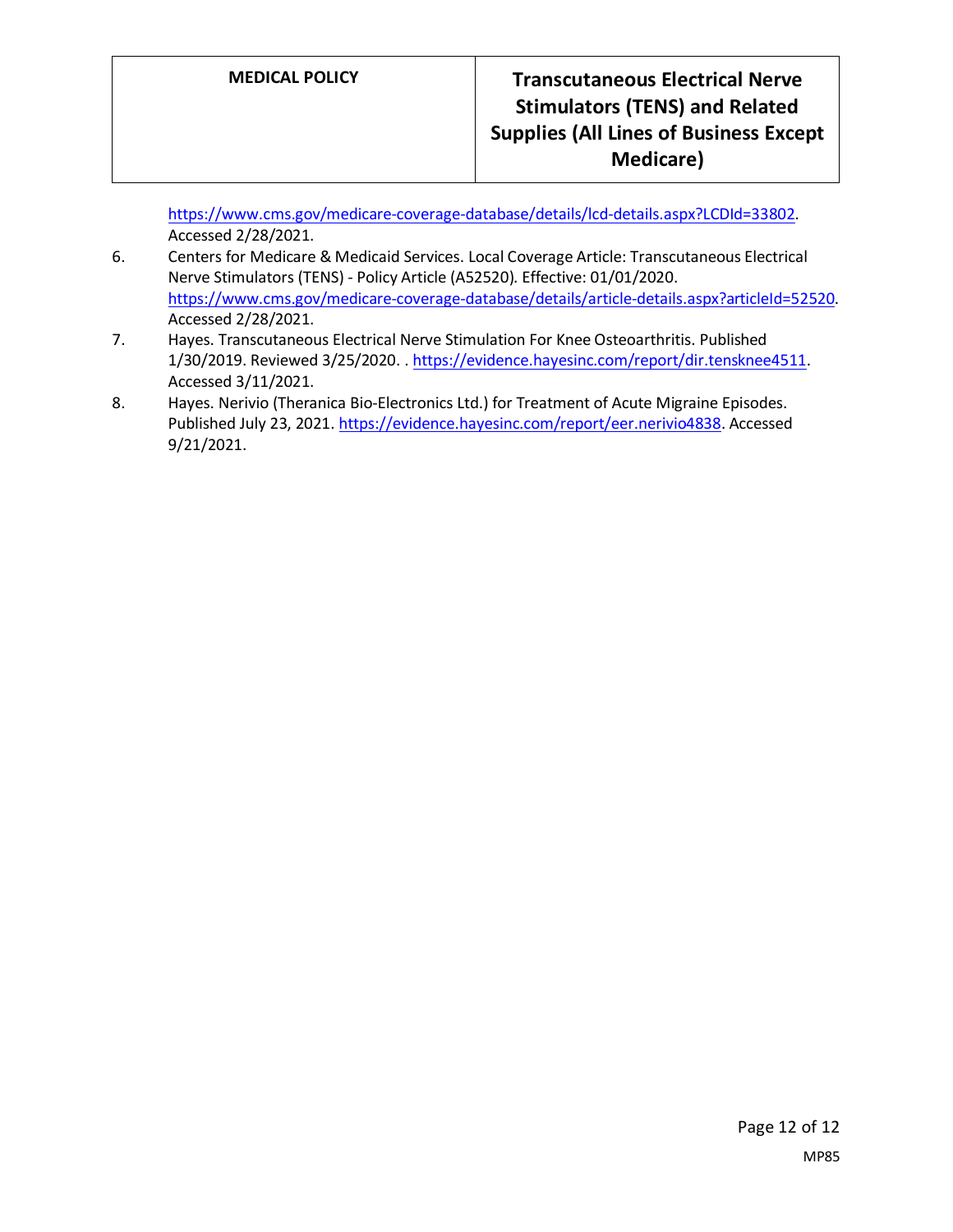https://www.cms.gov/medicare-coverage-database/details/lcd-details.aspx?LCDId=33802. Accessed 2/28/2021.

6. Centers for Medicare & Medicaid Services. Local Coverage Article: Transcutaneous Electrical Nerve Stimulators (TENS) - Policy Article (A52520). Effective: 01/01/2020. https://www.cms.gov/medicare-coverage-database/details/article-details.aspx?articleId=52520. Accessed 2/28/2021.
7. Hayes. Transcutaneous Electrical Nerve Stimulation For Knee Osteoarthritis. Published 1/30/2019. Reviewed 3/25/2020. . https://evidence.hayesinc.com/report/dir.tensknee4511. Accessed 3/11/2021.
8. Hayes. Nerivio (Theranica Bio-Electronics Ltd.) for Treatment of Acute Migraine Episodes. Published July 23, 2021. https://evidence.hayesinc.com/report/eer.nerivio4838. Accessed 9/21/2021.